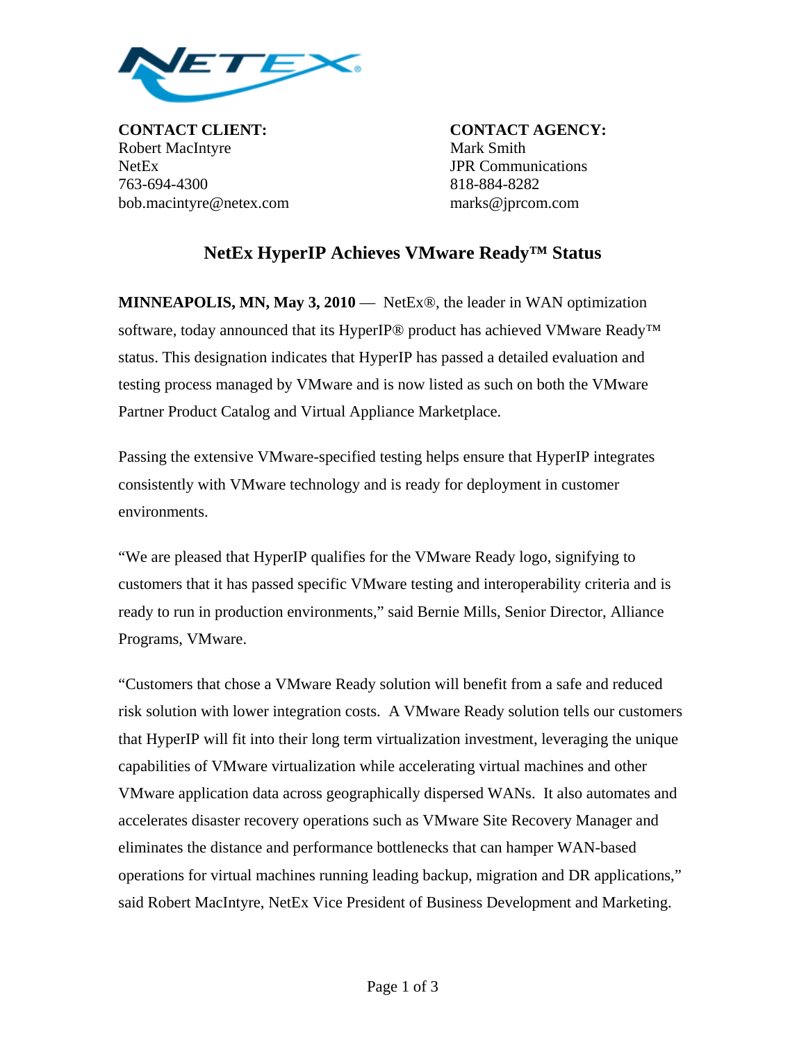**CONTACT CLIENT:**
Robert MacIntyre
NetEx
763-694-4300
bob.macintyre@netex.com

**CONTACT AGENCY:**
Mark Smith
JPR Communications
818-884-8282
marks@jprcom.com

# NetEx HyperIP Achieves VMware Ready™ Status

**MINNEAPOLIS, MN, May 3, 2010** — NetEx®, the leader in WAN optimization software, today announced that its HyperIP® product has achieved VMware Ready™ status. This designation indicates that HyperIP has passed a detailed evaluation and testing process managed by VMware and is now listed as such on both the VMware Partner Product Catalog and Virtual Appliance Marketplace.

Passing the extensive VMware-specified testing helps ensure that HyperIP integrates consistently with VMware technology and is ready for deployment in customer environments.

"We are pleased that HyperIP qualifies for the VMware Ready logo, signifying to customers that it has passed specific VMware testing and interoperability criteria and is ready to run in production environments," said Bernie Mills, Senior Director, Alliance Programs, VMware.

"Customers that chose a VMware Ready solution will benefit from a safe and reduced risk solution with lower integration costs. A VMware Ready solution tells our customers that HyperIP will fit into their long term virtualization investment, leveraging the unique capabilities of VMware virtualization while accelerating virtual machines and other VMware application data across geographically dispersed WANs. It also automates and accelerates disaster recovery operations such as VMware Site Recovery Manager and eliminates the distance and performance bottlenecks that can hamper WAN-based operations for virtual machines running leading backup, migration and DR applications," said Robert MacIntyre, NetEx Vice President of Business Development and Marketing.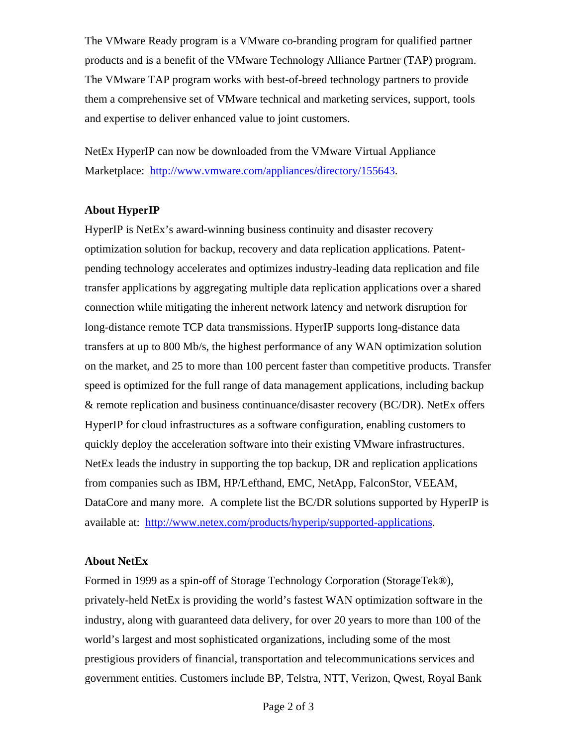The VMware Ready program is a VMware co-branding program for qualified partner products and is a benefit of the VMware Technology Alliance Partner (TAP) program. The VMware TAP program works with best-of-breed technology partners to provide them a comprehensive set of VMware technical and marketing services, support, tools and expertise to deliver enhanced value to joint customers.

NetEx HyperIP can now be downloaded from the VMware Virtual Appliance Marketplace: http://www.vmware.com/appliances/directory/155643.

**About HyperIP**

HyperIP is NetEx's award-winning business continuity and disaster recovery optimization solution for backup, recovery and data replication applications. Patent-pending technology accelerates and optimizes industry-leading data replication and file transfer applications by aggregating multiple data replication applications over a shared connection while mitigating the inherent network latency and network disruption for long-distance remote TCP data transmissions. HyperIP supports long-distance data transfers at up to 800 Mb/s, the highest performance of any WAN optimization solution on the market, and 25 to more than 100 percent faster than competitive products. Transfer speed is optimized for the full range of data management applications, including backup & remote replication and business continuance/disaster recovery (BC/DR). NetEx offers HyperIP for cloud infrastructures as a software configuration, enabling customers to quickly deploy the acceleration software into their existing VMware infrastructures. NetEx leads the industry in supporting the top backup, DR and replication applications from companies such as IBM, HP/Lefthand, EMC, NetApp, FalconStor, VEEAM, DataCore and many more. A complete list the BC/DR solutions supported by HyperIP is available at: http://www.netex.com/products/hyperip/supported-applications.

**About NetEx**

Formed in 1999 as a spin-off of Storage Technology Corporation (StorageTek®), privately-held NetEx is providing the world's fastest WAN optimization software in the industry, along with guaranteed data delivery, for over 20 years to more than 100 of the world's largest and most sophisticated organizations, including some of the most prestigious providers of financial, transportation and telecommunications services and government entities. Customers include BP, Telstra, NTT, Verizon, Qwest, Royal Bank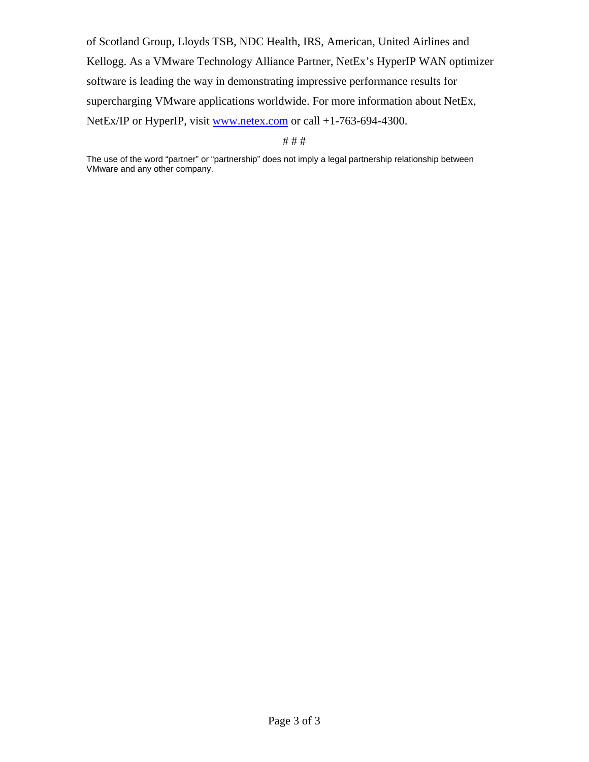of Scotland Group, Lloyds TSB, NDC Health, IRS, American, United Airlines and Kellogg. As a VMware Technology Alliance Partner, NetEx's HyperIP WAN optimizer software is leading the way in demonstrating impressive performance results for supercharging VMware applications worldwide. For more information about NetEx, NetEx/IP or HyperIP, visit www.netex.com or call +1-763-694-4300.

# # #

The use of the word "partner" or "partnership" does not imply a legal partnership relationship between VMware and any other company.